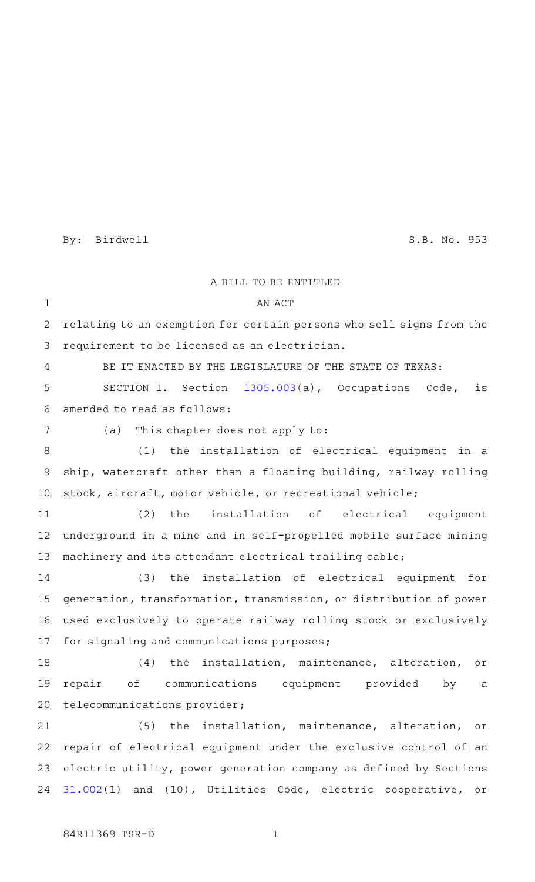By: Birdwell S.B. No. 953

A BILL TO BE ENTITLED

AN ACT

relating to an exemption for certain persons who sell signs from the requirement to be licensed as an electrician.

BE IT ENACTED BY THE LEGISLATURE OF THE STATE OF TEXAS:

SECTION 1. Section 1305.003(a), Occupations Code, is amended to read as follows:

(a) This chapter does not apply to:

(1) the installation of electrical equipment in a ship, watercraft other than a floating building, railway rolling stock, aircraft, motor vehicle, or recreational vehicle;

(2) the installation of electrical equipment underground in a mine and in self-propelled mobile surface mining machinery and its attendant electrical trailing cable;

(3) the installation of electrical equipment for generation, transformation, transmission, or distribution of power used exclusively to operate railway rolling stock or exclusively for signaling and communications purposes;

(4) the installation, maintenance, alteration, or repair of communications equipment provided by a telecommunications provider;

(5) the installation, maintenance, alteration, or repair of electrical equipment under the exclusive control of an electric utility, power generation company as defined by Sections 31.002(1) and (10), Utilities Code, electric cooperative, or

84R11369 TSR-D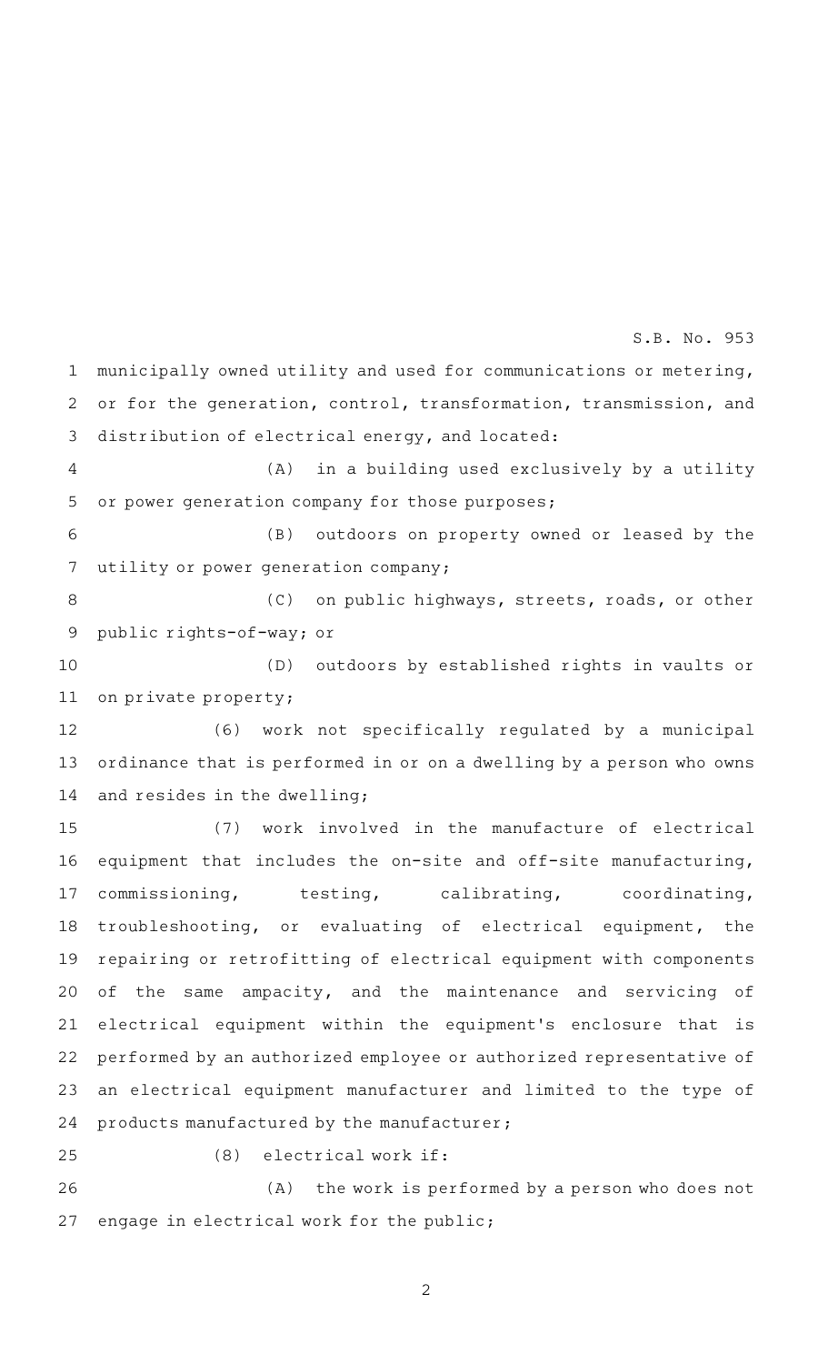municipally owned utility and used for communications or metering, or for the generation, control, transformation, transmission, and distribution of electrical energy, and located:

(A) in a building used exclusively by a utility or power generation company for those purposes;

(B) outdoors on property owned or leased by the utility or power generation company;

(C) on public highways, streets, roads, or other public rights-of-way; or

(D) outdoors by established rights in vaults or on private property;

(6) work not specifically regulated by a municipal ordinance that is performed in or on a dwelling by a person who owns and resides in the dwelling;

(7) work involved in the manufacture of electrical equipment that includes the on-site and off-site manufacturing, commissioning, testing, calibrating, coordinating, troubleshooting, or evaluating of electrical equipment, the repairing or retrofitting of electrical equipment with components of the same ampacity, and the maintenance and servicing of electrical equipment within the equipment's enclosure that is performed by an authorized employee or authorized representative of an electrical equipment manufacturer and limited to the type of products manufactured by the manufacturer;

(8) electrical work if:

(A) the work is performed by a person who does not engage in electrical work for the public;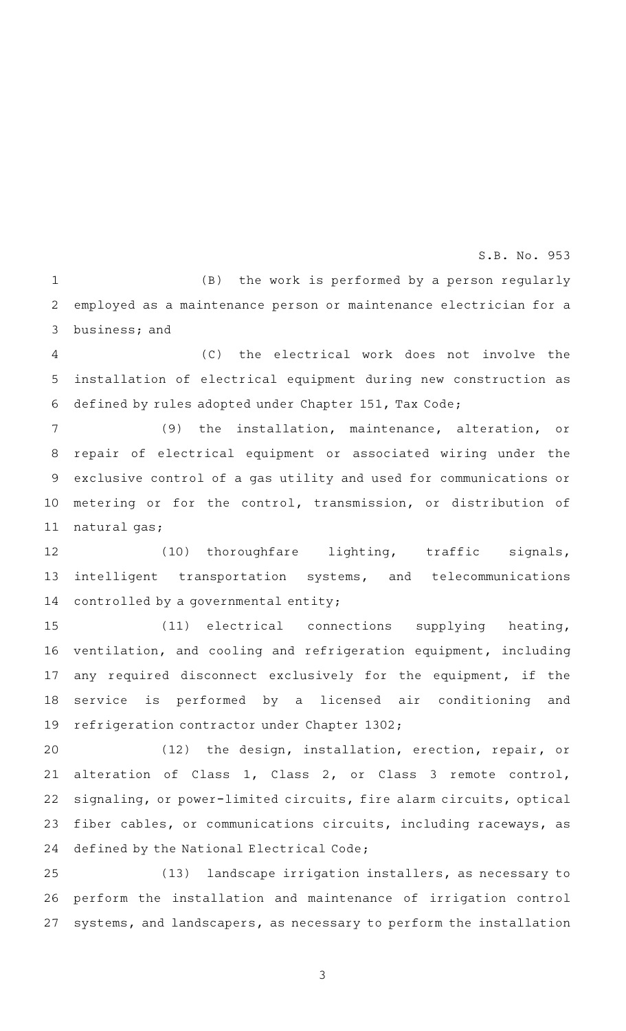(B) the work is performed by a person regularly employed as a maintenance person or maintenance electrician for a business; and

(C) the electrical work does not involve the installation of electrical equipment during new construction as defined by rules adopted under Chapter 151, Tax Code;

(9) the installation, maintenance, alteration, or repair of electrical equipment or associated wiring under the exclusive control of a gas utility and used for communications or metering or for the control, transmission, or distribution of natural gas;

(10) thoroughfare lighting, traffic signals, intelligent transportation systems, and telecommunications controlled by a governmental entity;

(11) electrical connections supplying heating, ventilation, and cooling and refrigeration equipment, including any required disconnect exclusively for the equipment, if the service is performed by a licensed air conditioning and refrigeration contractor under Chapter 1302;

(12) the design, installation, erection, repair, or alteration of Class 1, Class 2, or Class 3 remote control, signaling, or power-limited circuits, fire alarm circuits, optical fiber cables, or communications circuits, including raceways, as defined by the National Electrical Code;

(13) landscape irrigation installers, as necessary to perform the installation and maintenance of irrigation control systems, and landscapers, as necessary to perform the installation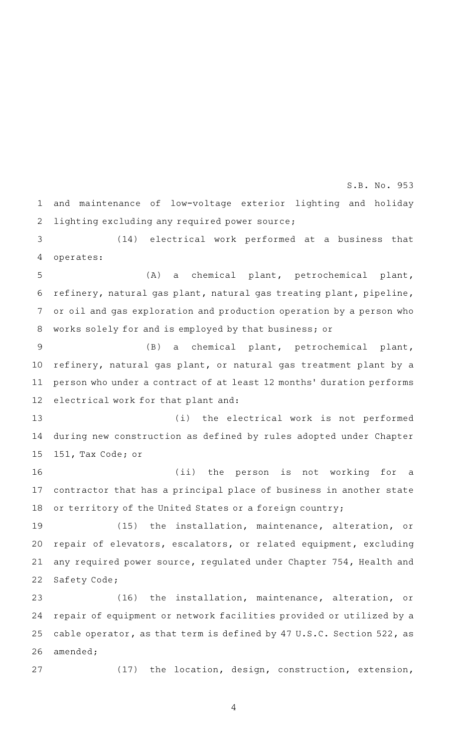and maintenance of low-voltage exterior lighting and holiday lighting excluding any required power source;

(14) electrical work performed at a business that operates:

(A) a chemical plant, petrochemical plant, refinery, natural gas plant, natural gas treating plant, pipeline, or oil and gas exploration and production operation by a person who works solely for and is employed by that business; or

(B) a chemical plant, petrochemical plant, refinery, natural gas plant, or natural gas treatment plant by a person who under a contract of at least 12 months' duration performs electrical work for that plant and:

(i) the electrical work is not performed during new construction as defined by rules adopted under Chapter 151, Tax Code; or

(ii) the person is not working for a contractor that has a principal place of business in another state or territory of the United States or a foreign country;

(15) the installation, maintenance, alteration, or repair of elevators, escalators, or related equipment, excluding any required power source, regulated under Chapter 754, Health and Safety Code;

(16) the installation, maintenance, alteration, or repair of equipment or network facilities provided or utilized by a cable operator, as that term is defined by 47 U.S.C. Section 522, as amended;

(17) the location, design, construction, extension,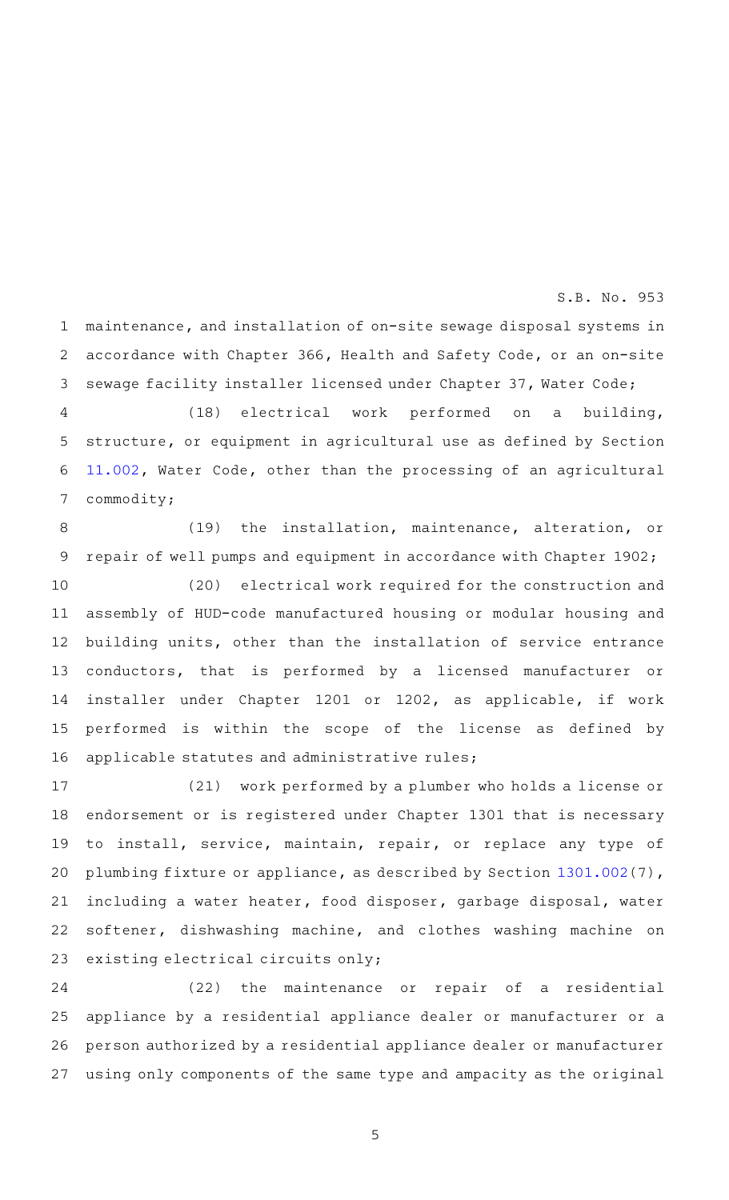maintenance, and installation of on-site sewage disposal systems in accordance with Chapter 366, Health and Safety Code, or an on-site sewage facility installer licensed under Chapter 37, Water Code;

(18) electrical work performed on a building, structure, or equipment in agricultural use as defined by Section 11.002, Water Code, other than the processing of an agricultural commodity;

(19) the installation, maintenance, alteration, or repair of well pumps and equipment in accordance with Chapter 1902;

(20) electrical work required for the construction and assembly of HUD-code manufactured housing or modular housing and building units, other than the installation of service entrance conductors, that is performed by a licensed manufacturer or installer under Chapter 1201 or 1202, as applicable, if work performed is within the scope of the license as defined by applicable statutes and administrative rules;

(21) work performed by a plumber who holds a license or endorsement or is registered under Chapter 1301 that is necessary to install, service, maintain, repair, or replace any type of plumbing fixture or appliance, as described by Section 1301.002(7), including a water heater, food disposer, garbage disposal, water softener, dishwashing machine, and clothes washing machine on existing electrical circuits only;

(22) the maintenance or repair of a residential appliance by a residential appliance dealer or manufacturer or a person authorized by a residential appliance dealer or manufacturer using only components of the same type and ampacity as the original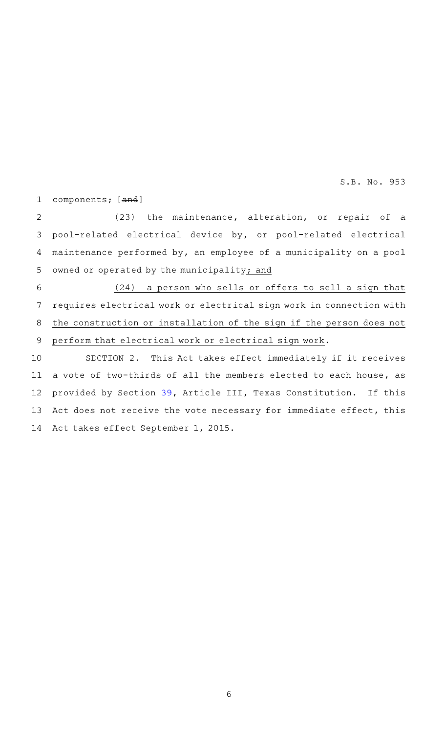components; [~~and~~]

(23) the maintenance, alteration, or repair of a pool-related electrical device by, or pool-related electrical maintenance performed by, an employee of a municipality on a pool owned or operated by the municipality<u>; and</u>

<u>(24) a person who sells or offers to sell a sign that requires electrical work or electrical sign work in connection with the construction or installation of the sign if the person does not perform that electrical work or electrical sign work</u>.

SECTION 2. This Act takes effect immediately if it receives a vote of two-thirds of all the members elected to each house, as provided by Section 39, Article III, Texas Constitution. If this Act does not receive the vote necessary for immediate effect, this Act takes effect September 1, 2015.